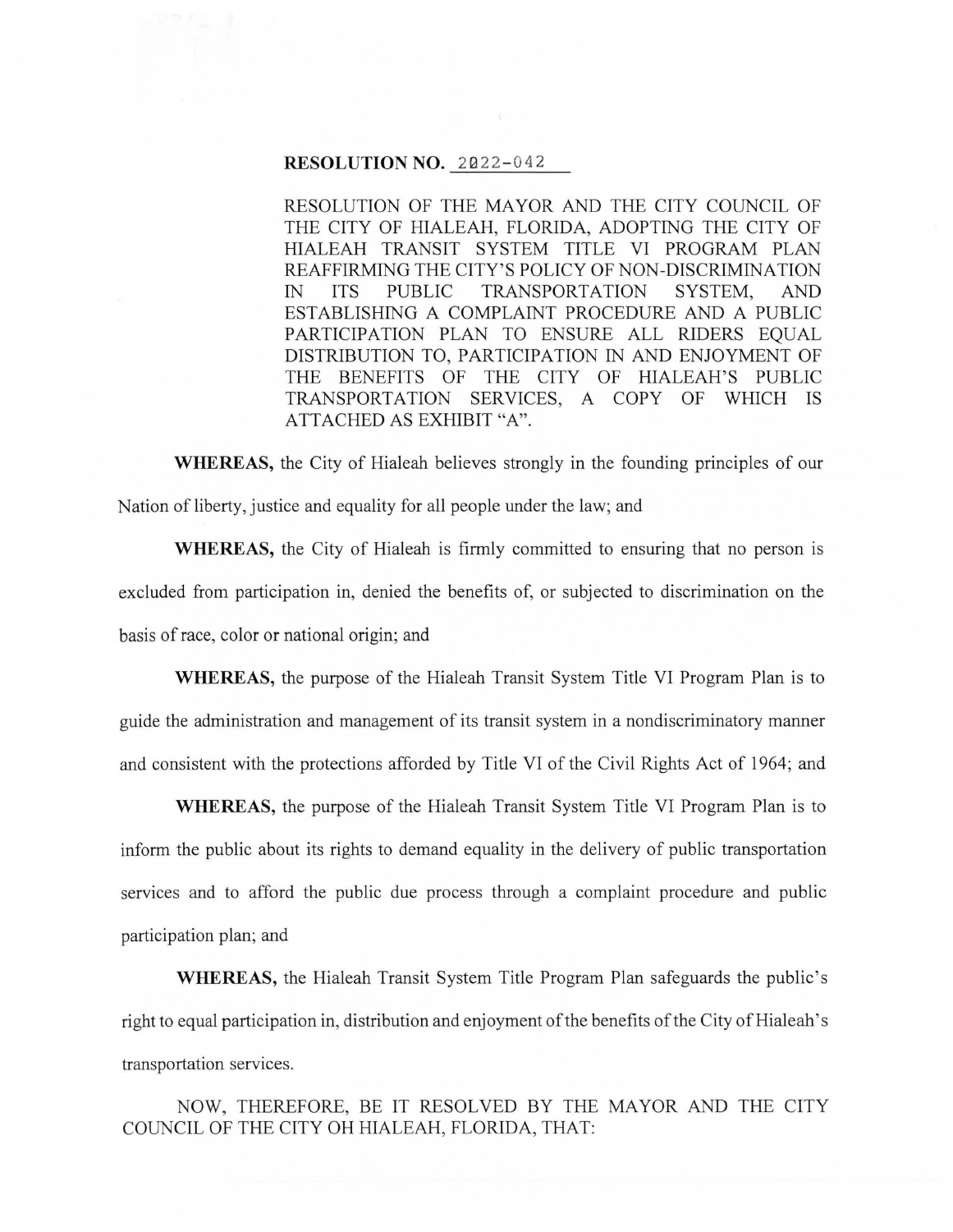**RESOLUTION NO. 2022-042**

RESOLUTION OF THE MAYOR AND THE CITY COUNCIL OF THE CITY OF HIALEAH, FLORIDA, ADOPTING THE CITY OF HIALEAH TRANSIT SYSTEM TITLE VI PROGRAM PLAN REAFFIRMING THE CITY'S POLICY OF NON-DISCRIMINATION IN ITS PUBLIC TRANSPORTATION SYSTEM, AND ESTABLISHING A COMPLAINT PROCEDURE AND A PUBLIC PARTICIPATION PLAN TO ENSURE ALL RIDERS EQUAL DISTRIBUTION TO, PARTICIPATION IN AND ENJOYMENT OF THE BENEFITS OF THE CITY OF HIALEAH'S PUBLIC TRANSPORTATION SERVICES, A COPY OF WHICH IS ATTACHED AS EXHIBIT "A".

**WHEREAS,** the City of Hialeah believes strongly in the founding principles of our Nation of liberty, justice and equality for all people under the law; and

**WHEREAS,** the City of Hialeah is firmly committed to ensuring that no person is excluded from participation in, denied the benefits of, or subjected to discrimination on the basis of race, color or national origin; and

**WHEREAS,** the purpose of the Hialeah Transit System Title VI Program Plan is to guide the administration and management of its transit system in a nondiscriminatory manner and consistent with the protections afforded by Title VI of the Civil Rights Act of 1964; and

**WHEREAS,** the purpose of the Hialeah Transit System Title VI Program Plan is to inform the public about its rights to demand equality in the delivery of public transportation services and to afford the public due process through a complaint procedure and public participation plan; and

**WHEREAS,** the Hialeah Transit System Title Program Plan safeguards the public's right to equal participation in, distribution and enjoyment of the benefits of the City of Hialeah's transportation services.

NOW, THEREFORE, BE IT RESOLVED BY THE MAYOR AND THE CITY COUNCIL OF THE CITY OH HIALEAH, FLORIDA, THAT: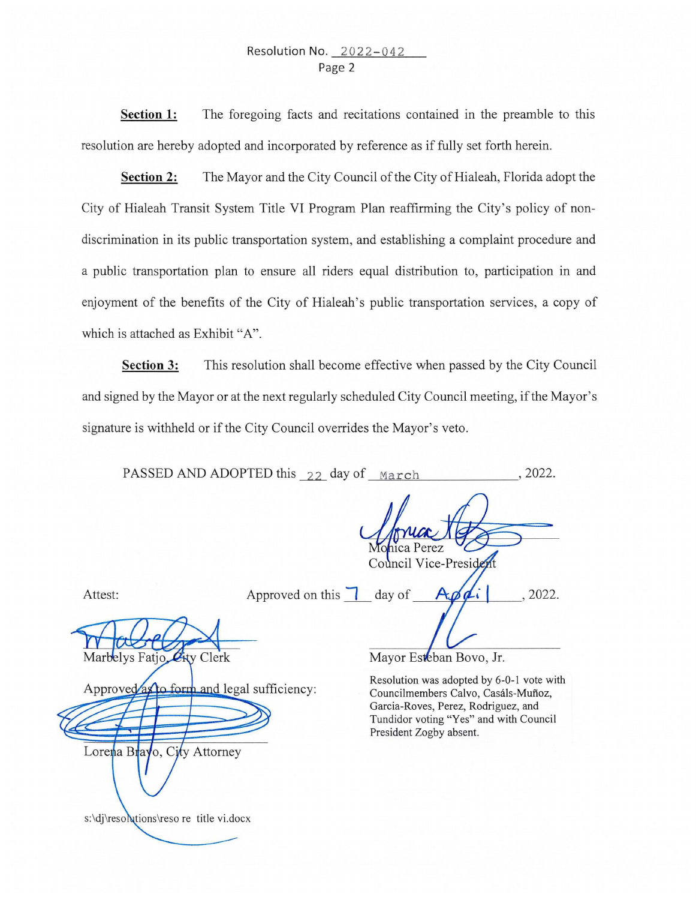Resolution No. 2022-042

**Section 1:** The foregoing facts and recitations contained in the preamble to this resolution are hereby adopted and incorporated by reference as if fully set forth herein.

**Section 2:** The Mayor and the City Council of the City of Hialeah, Florida adopt the City of Hialeah Transit System Title VI Program Plan reaffirming the City's policy of non-discrimination in its public transportation system, and establishing a complaint procedure and a public transportation plan to ensure all riders equal distribution to, participation in and enjoyment of the benefits of the City of Hialeah's public transportation services, a copy of which is attached as Exhibit "A".

**Section 3:** This resolution shall become effective when passed by the City Council and signed by the Mayor or at the next regularly scheduled City Council meeting, if the Mayor's signature is withheld or if the City Council overrides the Mayor's veto.

PASSED AND ADOPTED this 22 day of March, 2022.

Monica Perez
Council Vice-President

Attest:

Approved on this 7 day of April, 2022.

Marbelys Fatjo, City Clerk

Mayor Esteban Bovo, Jr.

Approved as to form and legal sufficiency:

Lorena Bravo, City Attorney

Resolution was adopted by 6-0-1 vote with Councilmembers Calvo, Casáls-Muñoz, Garcia-Roves, Perez, Rodriguez, and Tundidor voting "Yes" and with Council President Zogby absent.

s:\dj\resolutions\reso re title vi.docx